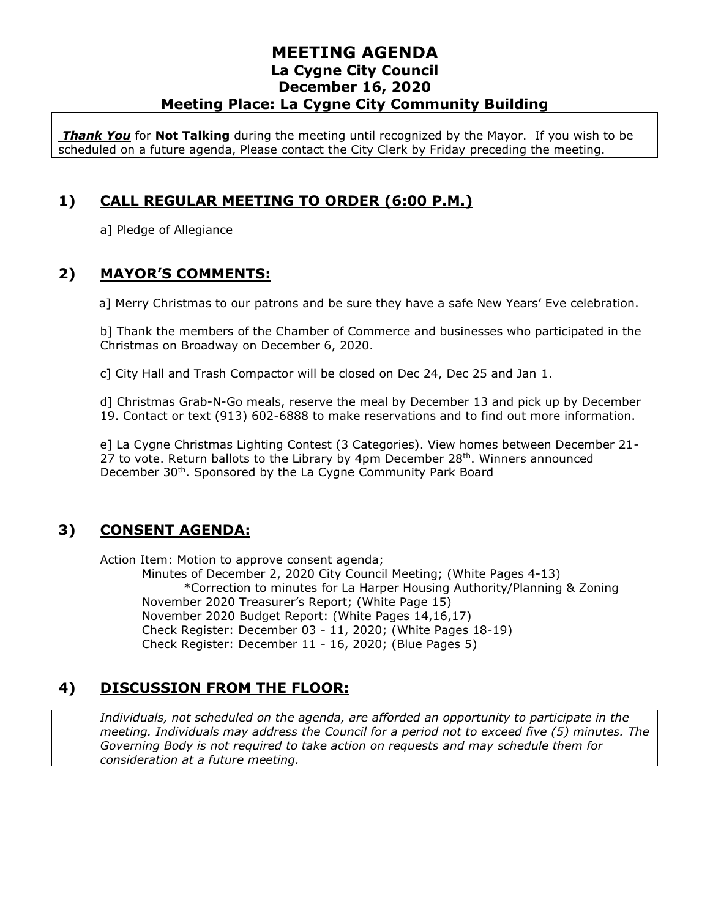# MEETING AGENDA
## La Cygne City Council
## December 16, 2020
## Meeting Place: La Cygne City Community Building

***Thank You*** for **Not Talking** during the meeting until recognized by the Mayor. If you wish to be scheduled on a future agenda, Please contact the City Clerk by Friday preceding the meeting.

## 1) CALL REGULAR MEETING TO ORDER (6:00 P.M.)

a] Pledge of Allegiance

## 2) MAYOR'S COMMENTS:

a] Merry Christmas to our patrons and be sure they have a safe New Years' Eve celebration.

b] Thank the members of the Chamber of Commerce and businesses who participated in the Christmas on Broadway on December 6, 2020.

c] City Hall and Trash Compactor will be closed on Dec 24, Dec 25 and Jan 1.

d] Christmas Grab-N-Go meals, reserve the meal by December 13 and pick up by December 19. Contact or text (913) 602-6888 to make reservations and to find out more information.

e] La Cygne Christmas Lighting Contest (3 Categories). View homes between December 21-27 to vote. Return ballots to the Library by 4pm December 28th. Winners announced December 30th. Sponsored by the La Cygne Community Park Board

## 3) CONSENT AGENDA:

Action Item: Motion to approve consent agenda;

- Minutes of December 2, 2020 City Council Meeting; (White Pages 4-13)
  - *Correction to minutes for La Harper Housing Authority/Planning & Zoning
- November 2020 Treasurer's Report; (White Page 15)
- November 2020 Budget Report: (White Pages 14,16,17)
- Check Register: December 03 - 11, 2020; (White Pages 18-19)
- Check Register: December 11 - 16, 2020; (Blue Pages 5)

## 4) DISCUSSION FROM THE FLOOR:

*Individuals, not scheduled on the agenda, are afforded an opportunity to participate in the meeting. Individuals may address the Council for a period not to exceed five (5) minutes. The Governing Body is not required to take action on requests and may schedule them for consideration at a future meeting.*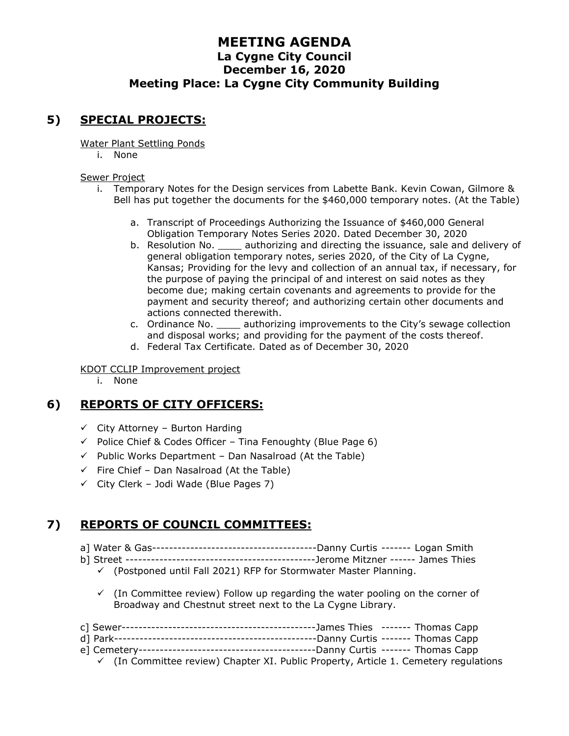# MEETING AGENDA
## La Cygne City Council
## December 16, 2020
## Meeting Place: La Cygne City Community Building

## 5) SPECIAL PROJECTS:

Water Plant Settling Ponds

i. None

Sewer Project

i. Temporary Notes for the Design services from Labette Bank. Kevin Cowan, Gilmore & Bell has put together the documents for the $460,000 temporary notes. (At the Table)

   a. Transcript of Proceedings Authorizing the Issuance of $460,000 General Obligation Temporary Notes Series 2020. Dated December 30, 2020
   b. Resolution No. ____ authorizing and directing the issuance, sale and delivery of general obligation temporary notes, series 2020, of the City of La Cygne, Kansas; Providing for the levy and collection of an annual tax, if necessary, for the purpose of paying the principal of and interest on said notes as they become due; making certain covenants and agreements to provide for the payment and security thereof; and authorizing certain other documents and actions connected therewith.
   c. Ordinance No. ____ authorizing improvements to the City's sewage collection and disposal works; and providing for the payment of the costs thereof.
   d. Federal Tax Certificate. Dated as of December 30, 2020

KDOT CCLIP Improvement project

i. None

## 6) REPORTS OF CITY OFFICERS:

- ✓ City Attorney – Burton Harding
- ✓ Police Chief & Codes Officer – Tina Fenoughty (Blue Page 6)
- ✓ Public Works Department – Dan Nasalroad (At the Table)
- ✓ Fire Chief – Dan Nasalroad (At the Table)
- ✓ City Clerk – Jodi Wade (Blue Pages 7)

## 7) REPORTS OF COUNCIL COMMITTEES:

a] Water & Gas----------------------------------------Danny Curtis ------- Logan Smith

b] Street ---------------------------------------------Jerome Mitzner ------ James Thies

- ✓ (Postponed until Fall 2021) RFP for Stormwater Master Planning.
- ✓ (In Committee review) Follow up regarding the water pooling on the corner of Broadway and Chestnut street next to the La Cygne Library.

c] Sewer----------------------------------------------James Thies ------- Thomas Capp

d] Park------------------------------------------------Danny Curtis ------- Thomas Capp

e] Cemetery-------------------------------------------Danny Curtis ------- Thomas Capp

- ✓ (In Committee review) Chapter XI. Public Property, Article 1. Cemetery regulations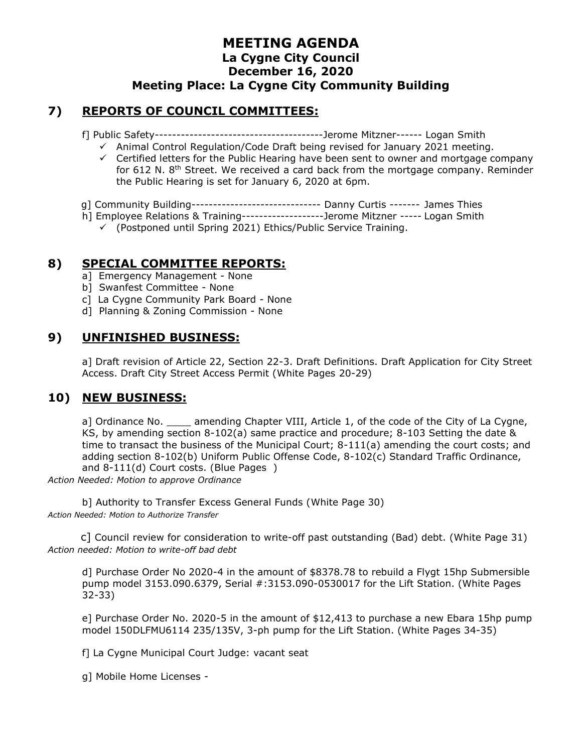# MEETING AGENDA
## La Cygne City Council
## December 16, 2020
## Meeting Place: La Cygne City Community Building

## 7) REPORTS OF COUNCIL COMMITTEES:

f] Public Safety---------------------------------------Jerome Mitzner------ Logan Smith

- ✓ Animal Control Regulation/Code Draft being revised for January 2021 meeting.
- ✓ Certified letters for the Public Hearing have been sent to owner and mortgage company for 612 N. 8th Street. We received a card back from the mortgage company. Reminder the Public Hearing is set for January 6, 2020 at 6pm.

g] Community Building------------------------------ Danny Curtis ------- James Thies

h] Employee Relations & Training-------------------Jerome Mitzner ----- Logan Smith

- ✓ (Postponed until Spring 2021) Ethics/Public Service Training.

## 8) SPECIAL COMMITTEE REPORTS:

a] Emergency Management - None

b] Swanfest Committee - None

c] La Cygne Community Park Board - None

d] Planning & Zoning Commission - None

## 9) UNFINISHED BUSINESS:

a] Draft revision of Article 22, Section 22-3. Draft Definitions. Draft Application for City Street Access. Draft City Street Access Permit (White Pages 20-29)

## 10) NEW BUSINESS:

a] Ordinance No. ____ amending Chapter VIII, Article 1, of the code of the City of La Cygne, KS, by amending section 8-102(a) same practice and procedure; 8-103 Setting the date & time to transact the business of the Municipal Court; 8-111(a) amending the court costs; and adding section 8-102(b) Uniform Public Offense Code, 8-102(c) Standard Traffic Ordinance, and 8-111(d) Court costs. (Blue Pages )

*Action Needed: Motion to approve Ordinance*

b] Authority to Transfer Excess General Funds (White Page 30)

*Action Needed: Motion to Authorize Transfer*

c] Council review for consideration to write-off past outstanding (Bad) debt. (White Page 31)

*Action needed: Motion to write-off bad debt*

d] Purchase Order No 2020-4 in the amount of $8378.78 to rebuild a Flygt 15hp Submersible pump model 3153.090.6379, Serial #:3153.090-0530017 for the Lift Station. (White Pages 32-33)

e] Purchase Order No. 2020-5 in the amount of $12,413 to purchase a new Ebara 15hp pump model 150DLFMU6114 235/135V, 3-ph pump for the Lift Station. (White Pages 34-35)

f] La Cygne Municipal Court Judge: vacant seat

g] Mobile Home Licenses -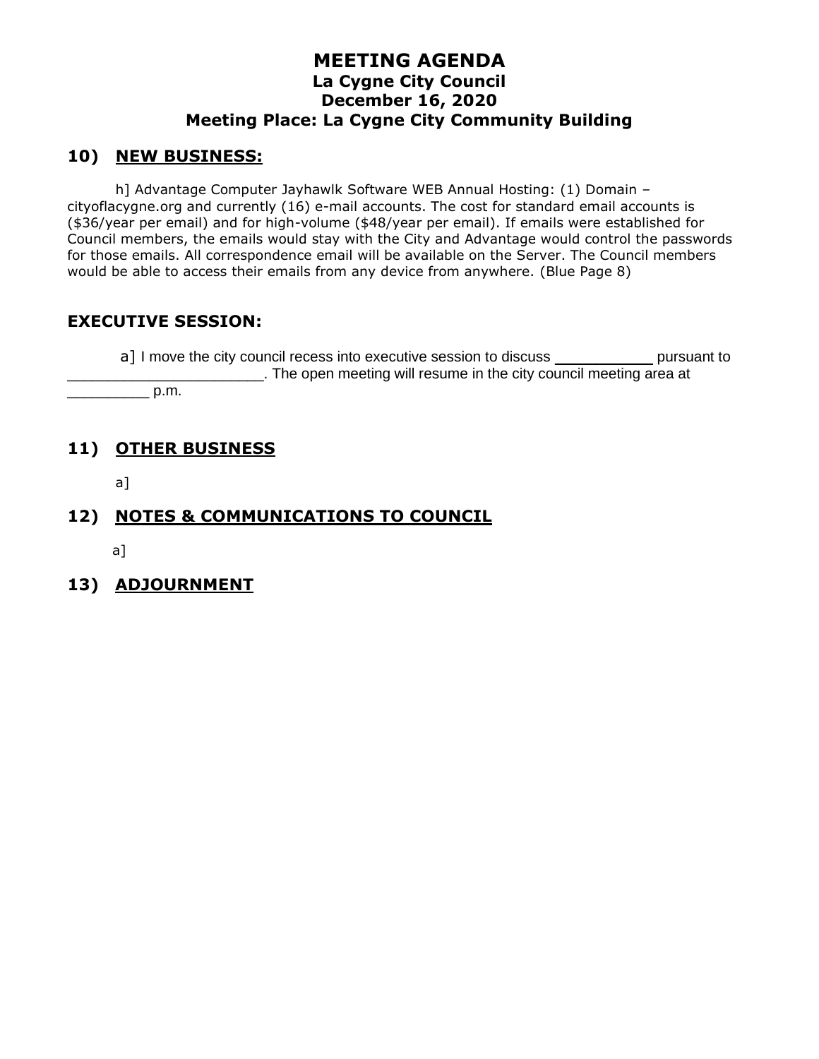# MEETING AGENDA
## La Cygne City Council
## December 16, 2020
## Meeting Place: La Cygne City Community Building

## 10) NEW BUSINESS:

h] Advantage Computer Jayhawlk Software WEB Annual Hosting: (1) Domain – cityoflacygne.org and currently (16) e-mail accounts. The cost for standard email accounts is ($36/year per email) and for high-volume ($48/year per email). If emails were established for Council members, the emails would stay with the City and Advantage would control the passwords for those emails. All correspondence email will be available on the Server. The Council members would be able to access their emails from any device from anywhere. (Blue Page 8)

## EXECUTIVE SESSION:

a] I move the city council recess into executive session to discuss ___________ pursuant to _______________________. The open meeting will resume in the city council meeting area at _________ p.m.

## 11) OTHER BUSINESS

a]

## 12) NOTES & COMMUNICATIONS TO COUNCIL

a]

## 13) ADJOURNMENT